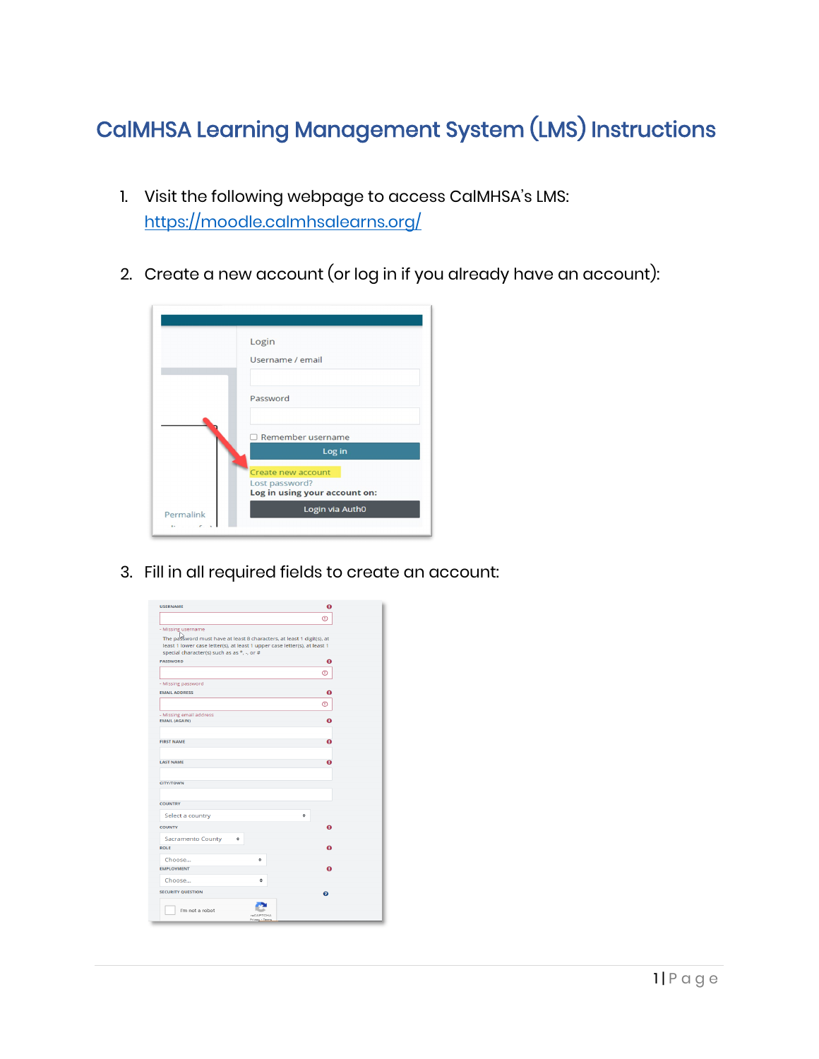# CalMHSA Learning Management System (LMS) Instructions

1. Visit the following webpage to access CalMHSA's LMS: [https://moodle.calmhsalearns.org/](https://moodle.calmhsalearns.org/)

2. Create a new account (or log in if you already have an account):

3. Fill in all required fields to create an account: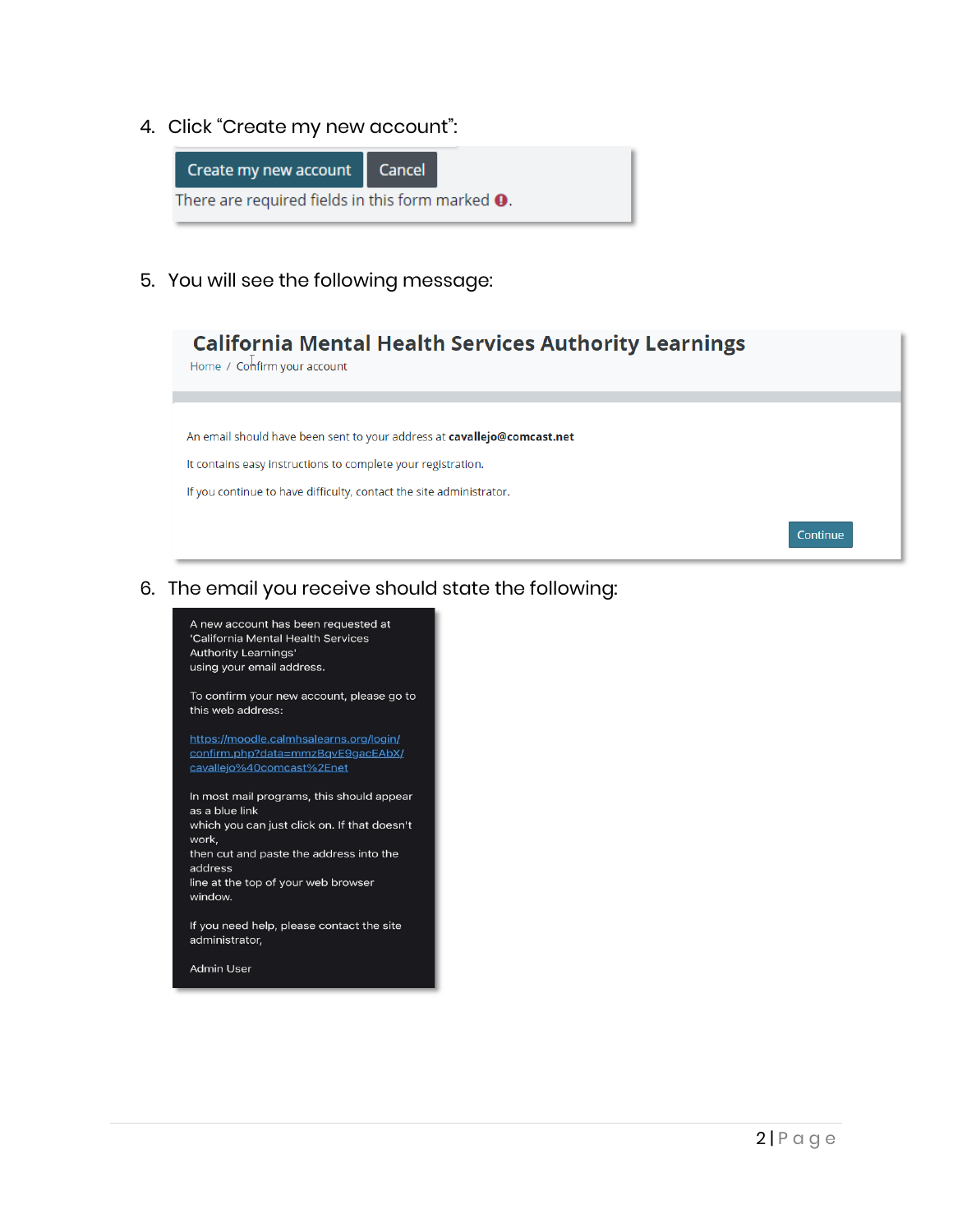4. Click "Create my new account":

Create my new account | Cancel

There are required fields in this form marked ❶.

5. You will see the following message:

**California Mental Health Services Authority Learnings**

Home / Confirm your account

An email should have been sent to your address at **cavallejo@comcast.net**

It contains easy instructions to complete your registration.

If you continue to have difficulty, contact the site administrator.

Continue

6. The email you receive should state the following:

A new account has been requested at
'California Mental Health Services
Authority Learnings'
using your email address.

To confirm your new account, please go to
this web address:

https://moodle.calmhsalearns.org/login/confirm.php?data=mmzBqvE9gacEAbX/cavallejo%40comcast%2Enet

In most mail programs, this should appear
as a blue link
which you can just click on. If that doesn't
work,
then cut and paste the address into the
address
line at the top of your web browser
window.

If you need help, please contact the site
administrator,

Admin User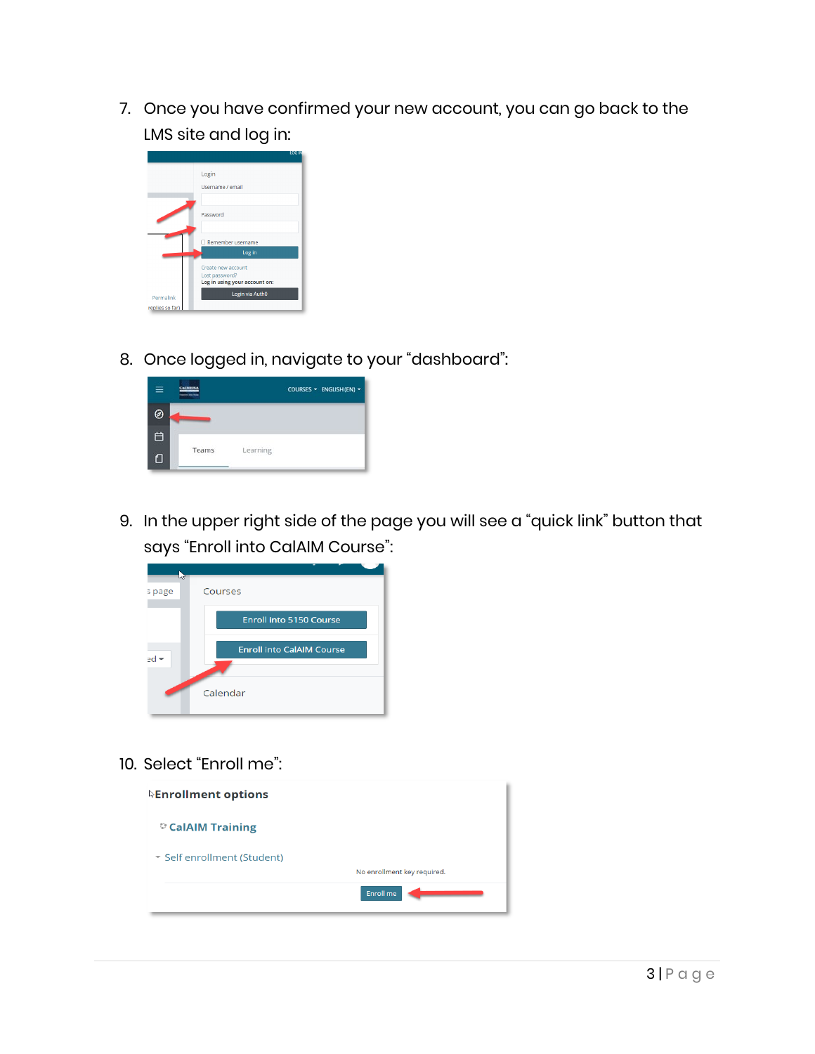7. Once you have confirmed your new account, you can go back to the LMS site and log in:

8. Once logged in, navigate to your "dashboard":

9. In the upper right side of the page you will see a "quick link" button that says "Enroll into CalAIM Course":

10. Select "Enroll me":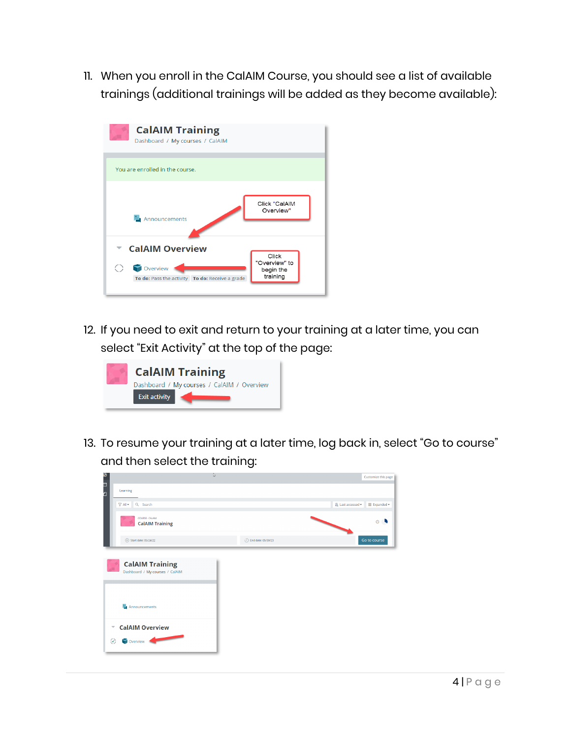11. When you enroll in the CalAIM Course, you should see a list of available trainings (additional trainings will be added as they become available):

12. If you need to exit and return to your training at a later time, you can select “Exit Activity” at the top of the page:

13. To resume your training at a later time, log back in, select “Go to course” and then select the training: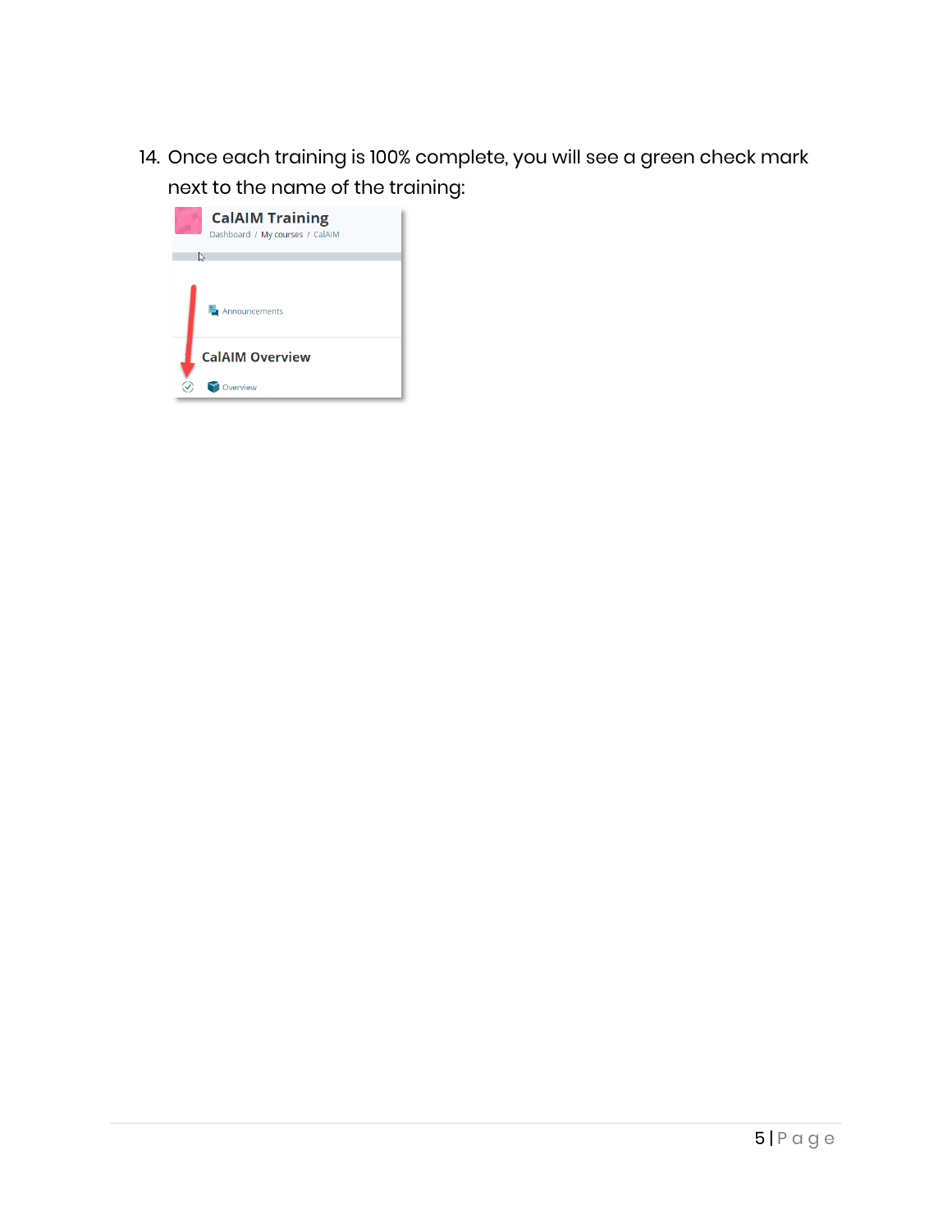14. Once each training is 100% complete, you will see a green check mark next to the name of the training:

CalAIM Training

Dashboard / My courses / CalAIM

Announcements

CalAIM Overview

Overview